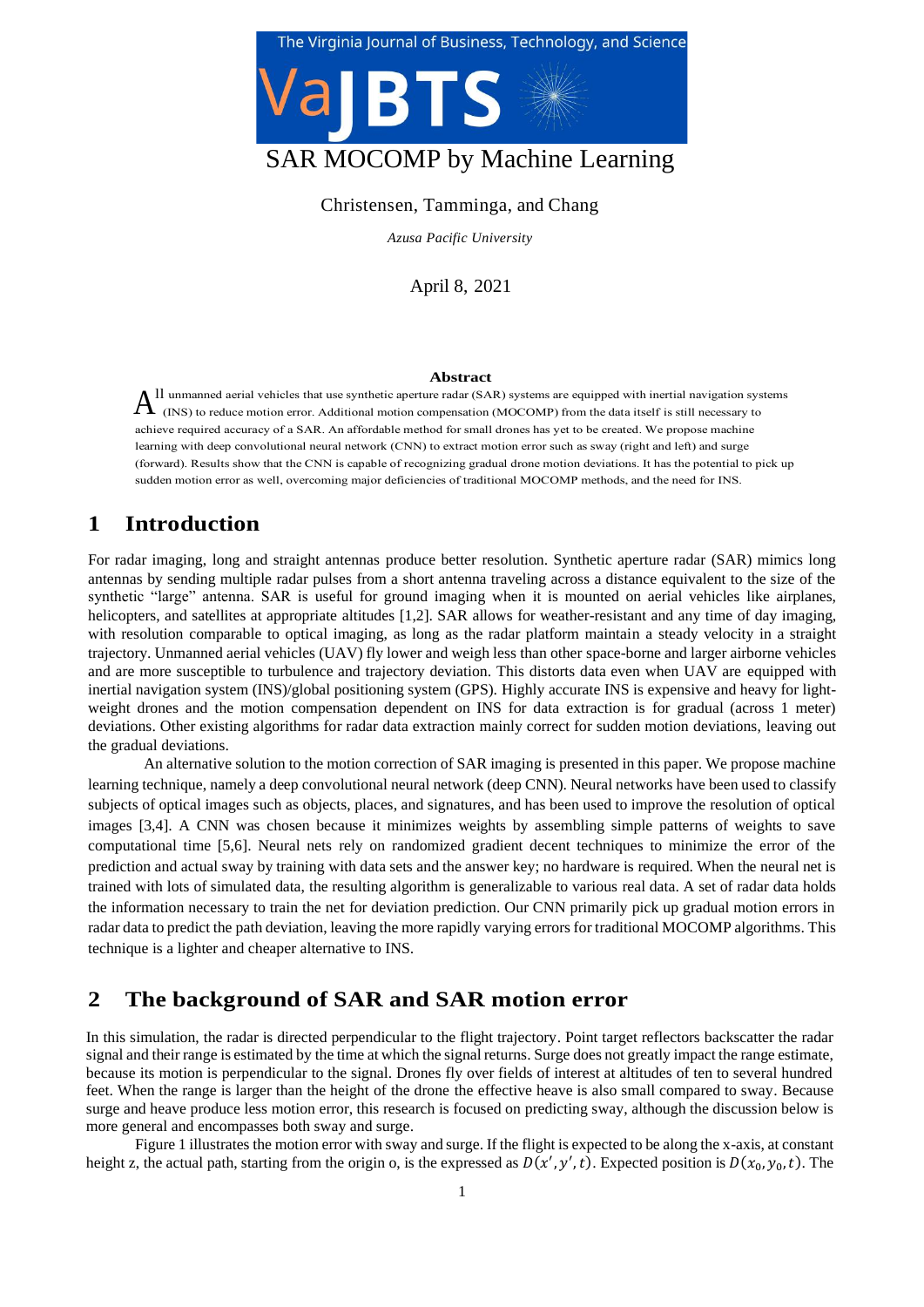# SAR MOCOMP by Machine Learning

Christensen, Tamminga, and Chang

*Azusa Pacific University*

April 8, 2021

## Abstract

All unmanned aerial vehicles that use synthetic aperture radar (SAR) systems are equipped with inertial navigation systems (INS) to reduce motion error. Additional motion compensation (MOCOMP) from the data itself is still necessary to achieve required accuracy of a SAR. An affordable method for small drones has yet to be created. We propose machine learning with deep convolutional neural network (CNN) to extract motion error such as sway (right and left) and surge (forward). Results show that the CNN is capable of recognizing gradual drone motion deviations. It has the potential to pick up sudden motion error as well, overcoming major deficiencies of traditional MOCOMP methods, and the need for INS.

## 1 Introduction

For radar imaging, long and straight antennas produce better resolution. Synthetic aperture radar (SAR) mimics long antennas by sending multiple radar pulses from a short antenna traveling across a distance equivalent to the size of the synthetic "large" antenna. SAR is useful for ground imaging when it is mounted on aerial vehicles like airplanes, helicopters, and satellites at appropriate altitudes [1,2]. SAR allows for weather-resistant and any time of day imaging, with resolution comparable to optical imaging, as long as the radar platform maintain a steady velocity in a straight trajectory. Unmanned aerial vehicles (UAV) fly lower and weigh less than other space-borne and larger airborne vehicles and are more susceptible to turbulence and trajectory deviation. This distorts data even when UAV are equipped with inertial navigation system (INS)/global positioning system (GPS). Highly accurate INS is expensive and heavy for light-weight drones and the motion compensation dependent on INS for data extraction is for gradual (across 1 meter) deviations. Other existing algorithms for radar data extraction mainly correct for sudden motion deviations, leaving out the gradual deviations.

An alternative solution to the motion correction of SAR imaging is presented in this paper. We propose machine learning technique, namely a deep convolutional neural network (deep CNN). Neural networks have been used to classify subjects of optical images such as objects, places, and signatures, and has been used to improve the resolution of optical images [3,4]. A CNN was chosen because it minimizes weights by assembling simple patterns of weights to save computational time [5,6]. Neural nets rely on randomized gradient decent techniques to minimize the error of the prediction and actual sway by training with data sets and the answer key; no hardware is required. When the neural net is trained with lots of simulated data, the resulting algorithm is generalizable to various real data. A set of radar data holds the information necessary to train the net for deviation prediction. Our CNN primarily pick up gradual motion errors in radar data to predict the path deviation, leaving the more rapidly varying errors for traditional MOCOMP algorithms. This technique is a lighter and cheaper alternative to INS.

## 2 The background of SAR and SAR motion error

In this simulation, the radar is directed perpendicular to the flight trajectory. Point target reflectors backscatter the radar signal and their range is estimated by the time at which the signal returns. Surge does not greatly impact the range estimate, because its motion is perpendicular to the signal. Drones fly over fields of interest at altitudes of ten to several hundred feet. When the range is larger than the height of the drone the effective heave is also small compared to sway. Because surge and heave produce less motion error, this research is focused on predicting sway, although the discussion below is more general and encompasses both sway and surge.

Figure 1 illustrates the motion error with sway and surge. If the flight is expected to be along the x-axis, at constant height z, the actual path, starting from the origin o, is the expressed as $D(x', y', t)$. Expected position is $D(x_0, y_0, t)$. The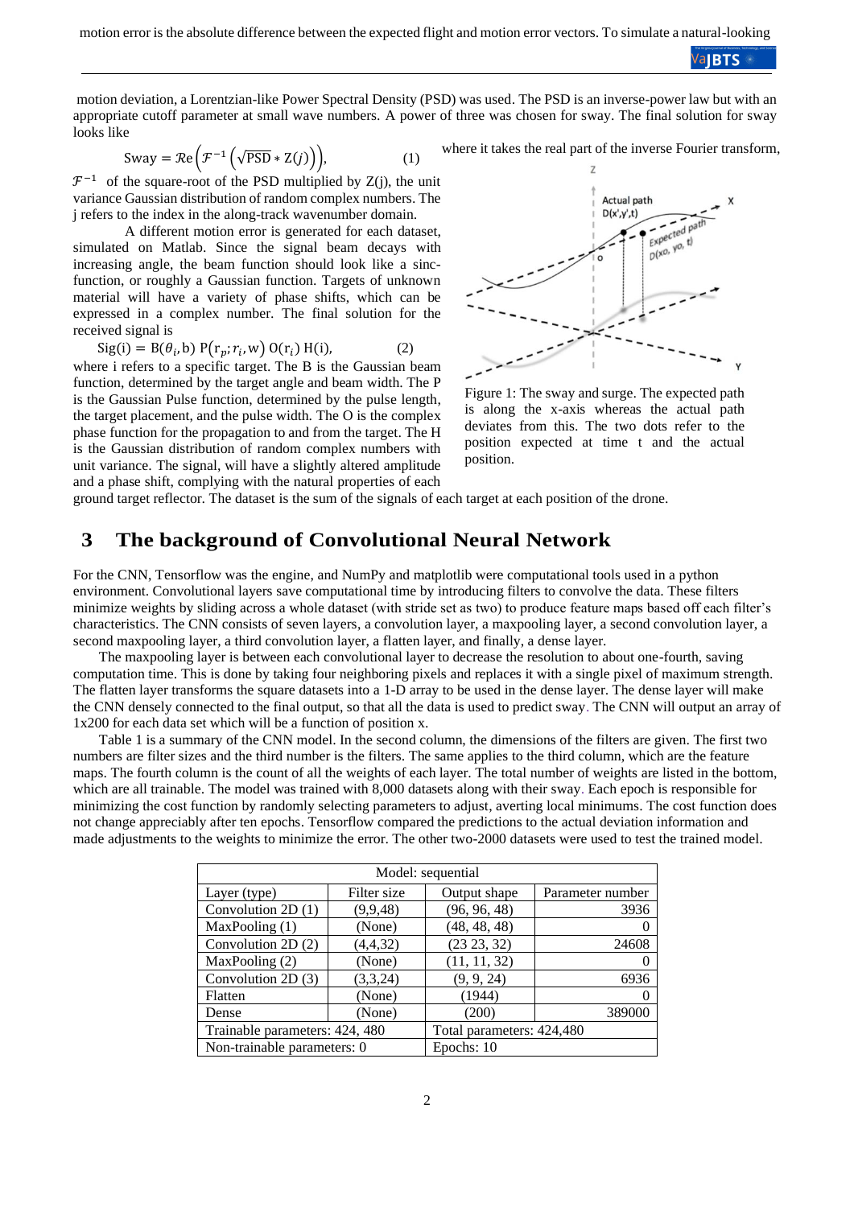motion error is the absolute difference between the expected flight and motion error vectors. To simulate a natural-looking motion deviation, a Lorentzian-like Power Spectral Density (PSD) was used. The PSD is an inverse-power law but with an appropriate cutoff parameter at small wave numbers. A power of three was chosen for sway. The final solution for sway looks like

$$\text{Sway} = \mathcal{R}e\left(\mathcal{F}^{-1}\left(\sqrt{\text{PSD}} * Z(j)\right)\right), \quad (1)$$

where it takes the real part of the inverse Fourier transform, $\mathcal{F}^{-1}$ of the square-root of the PSD multiplied by Z(j), the unit variance Gaussian distribution of random complex numbers. The j refers to the index in the along-track wavenumber domain.

A different motion error is generated for each dataset, simulated on Matlab. Since the signal beam decays with increasing angle, the beam function should look like a sinc-function, or roughly a Gaussian function. Targets of unknown material will have a variety of phase shifts, which can be expressed in a complex number. The final solution for the received signal is

$$\text{Sig}(i) = \text{B}(\theta_i, \text{b})\ \text{P}(\text{r}_p; r_i, \text{w})\ \text{O}(\text{r}_i)\ \text{H}(i), \quad (2)$$

where i refers to a specific target. The B is the Gaussian beam function, determined by the target angle and beam width. The P is the Gaussian Pulse function, determined by the pulse length, the target placement, and the pulse width. The O is the complex phase function for the propagation to and from the target. The H is the Gaussian distribution of random complex numbers with unit variance. The signal, will have a slightly altered amplitude and a phase shift, complying with the natural properties of each ground target reflector. The dataset is the sum of the signals of each target at each position of the drone.

Figure 1: The sway and surge. The expected path is along the x-axis whereas the actual path deviates from this. The two dots refer to the position expected at time t and the actual position.

## 3 The background of Convolutional Neural Network

For the CNN, Tensorflow was the engine, and NumPy and matplotlib were computational tools used in a python environment. Convolutional layers save computational time by introducing filters to convolve the data. These filters minimize weights by sliding across a whole dataset (with stride set as two) to produce feature maps based off each filter's characteristics. The CNN consists of seven layers, a convolution layer, a maxpooling layer, a second convolution layer, a second maxpooling layer, a third convolution layer, a flatten layer, and finally, a dense layer.

The maxpooling layer is between each convolutional layer to decrease the resolution to about one-fourth, saving computation time. This is done by taking four neighboring pixels and replaces it with a single pixel of maximum strength. The flatten layer transforms the square datasets into a 1-D array to be used in the dense layer. The dense layer will make the CNN densely connected to the final output, so that all the data is used to predict sway. The CNN will output an array of 1x200 for each data set which will be a function of position x.

Table 1 is a summary of the CNN model. In the second column, the dimensions of the filters are given. The first two numbers are filter sizes and the third number is the filters. The same applies to the third column, which are the feature maps. The fourth column is the count of all the weights of each layer. The total number of weights are listed in the bottom, which are all trainable. The model was trained with 8,000 datasets along with their sway. Each epoch is responsible for minimizing the cost function by randomly selecting parameters to adjust, averting local minimums. The cost function does not change appreciably after ten epochs. Tensorflow compared the predictions to the actual deviation information and made adjustments to the weights to minimize the error. The other two-2000 datasets were used to test the trained model.

| Model: sequential | | | |
|---|---|---|---|
| Layer (type) | Filter size | Output shape | Parameter number |
| Convolution 2D (1) | (9,9,48) | (96, 96, 48) | 3936 |
| MaxPooling (1) | (None) | (48, 48, 48) | 0 |
| Convolution 2D (2) | (4,4,32) | (23 23, 32) | 24608 |
| MaxPooling (2) | (None) | (11, 11, 32) | 0 |
| Convolution 2D (3) | (3,3,24) | (9, 9, 24) | 6936 |
| Flatten | (None) | (1944) | 0 |
| Dense | (None) | (200) | 389000 |
| Trainable parameters: 424, 480 | | Total parameters: 424,480 | |
| Non-trainable parameters: 0 | | Epochs: 10 | |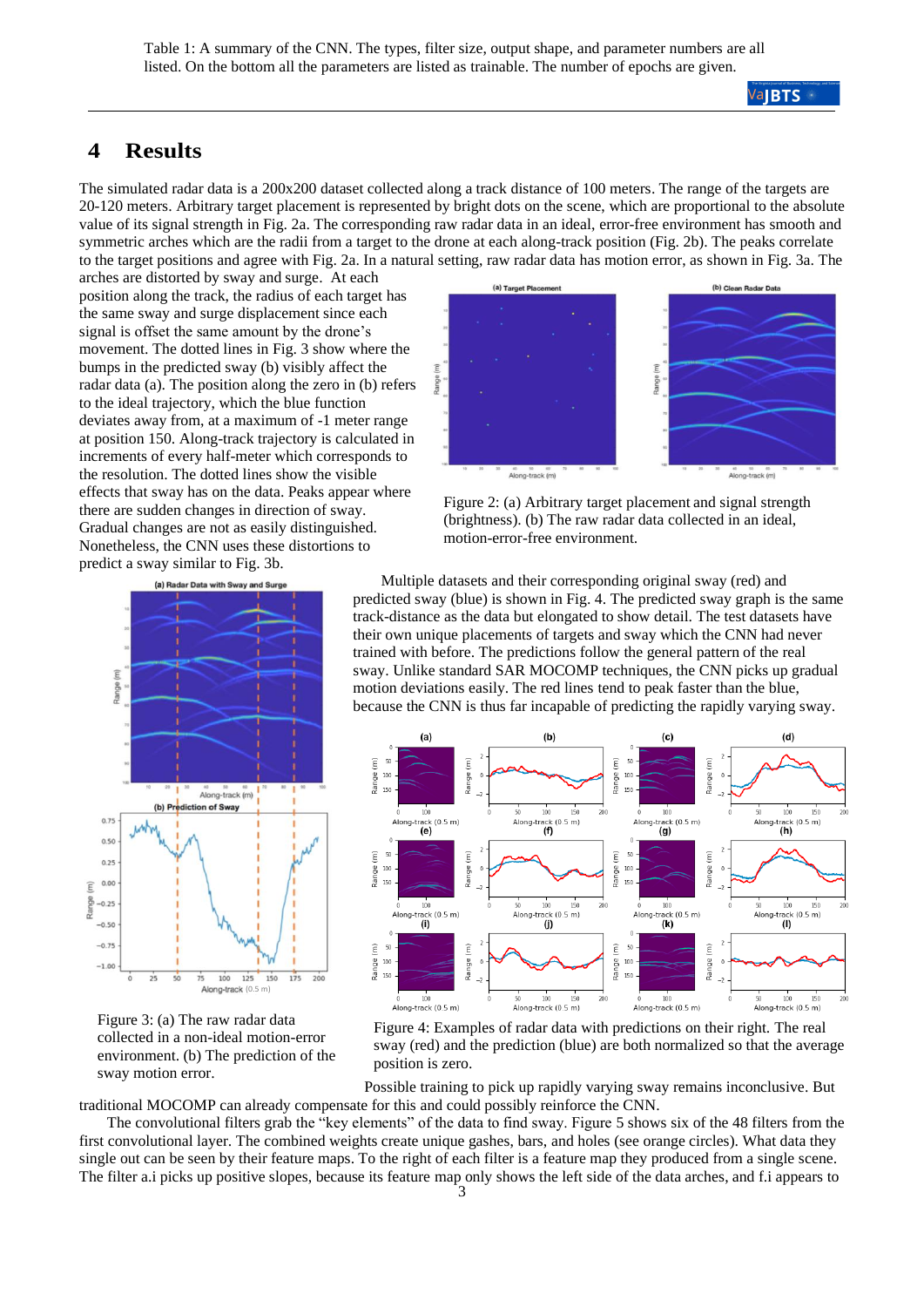Table 1: A summary of the CNN. The types, filter size, output shape, and parameter numbers are all listed. On the bottom all the parameters are listed as trainable. The number of epochs are given.

## 4 Results

The simulated radar data is a 200x200 dataset collected along a track distance of 100 meters. The range of the targets are 20-120 meters. Arbitrary target placement is represented by bright dots on the scene, which are proportional to the absolute value of its signal strength in Fig. 2a. The corresponding raw radar data in an ideal, error-free environment has smooth and symmetric arches which are the radii from a target to the drone at each along-track position (Fig. 2b). The peaks correlate to the target positions and agree with Fig. 2a. In a natural setting, raw radar data has motion error, as shown in Fig. 3a. The arches are distorted by sway and surge. At each position along the track, the radius of each target has the same sway and surge displacement since each signal is offset the same amount by the drone's movement. The dotted lines in Fig. 3 show where the bumps in the predicted sway (b) visibly affect the radar data (a). The position along the zero in (b) refers to the ideal trajectory, which the blue function deviates away from, at a maximum of -1 meter range at position 150. Along-track trajectory is calculated in increments of every half-meter which corresponds to the resolution. The dotted lines show the visible effects that sway has on the data. Peaks appear where there are sudden changes in direction of sway. Gradual changes are not as easily distinguished. Nonetheless, the CNN uses these distortions to predict a sway similar to Fig. 3b.

Figure 2: (a) Arbitrary target placement and signal strength (brightness). (b) The raw radar data collected in an ideal, motion-error-free environment.

Figure 3: (a) The raw radar data collected in a non-ideal motion-error environment. (b) The prediction of the sway motion error.

Multiple datasets and their corresponding original sway (red) and predicted sway (blue) is shown in Fig. 4. The predicted sway graph is the same track-distance as the data but elongated to show detail. The test datasets have their own unique placements of targets and sway which the CNN had never trained with before. The predictions follow the general pattern of the real sway. Unlike standard SAR MOCOMP techniques, the CNN picks up gradual motion deviations easily. The red lines tend to peak faster than the blue, because the CNN is thus far incapable of predicting the rapidly varying sway.

Figure 4: Examples of radar data with predictions on their right. The real sway (red) and the prediction (blue) are both normalized so that the average position is zero.

Possible training to pick up rapidly varying sway remains inconclusive. But traditional MOCOMP can already compensate for this and could possibly reinforce the CNN.

The convolutional filters grab the "key elements" of the data to find sway. Figure 5 shows six of the 48 filters from the first convolutional layer. The combined weights create unique gashes, bars, and holes (see orange circles). What data they single out can be seen by their feature maps. To the right of each filter is a feature map they produced from a single scene. The filter a.i picks up positive slopes, because its feature map only shows the left side of the data arches, and f.i appears to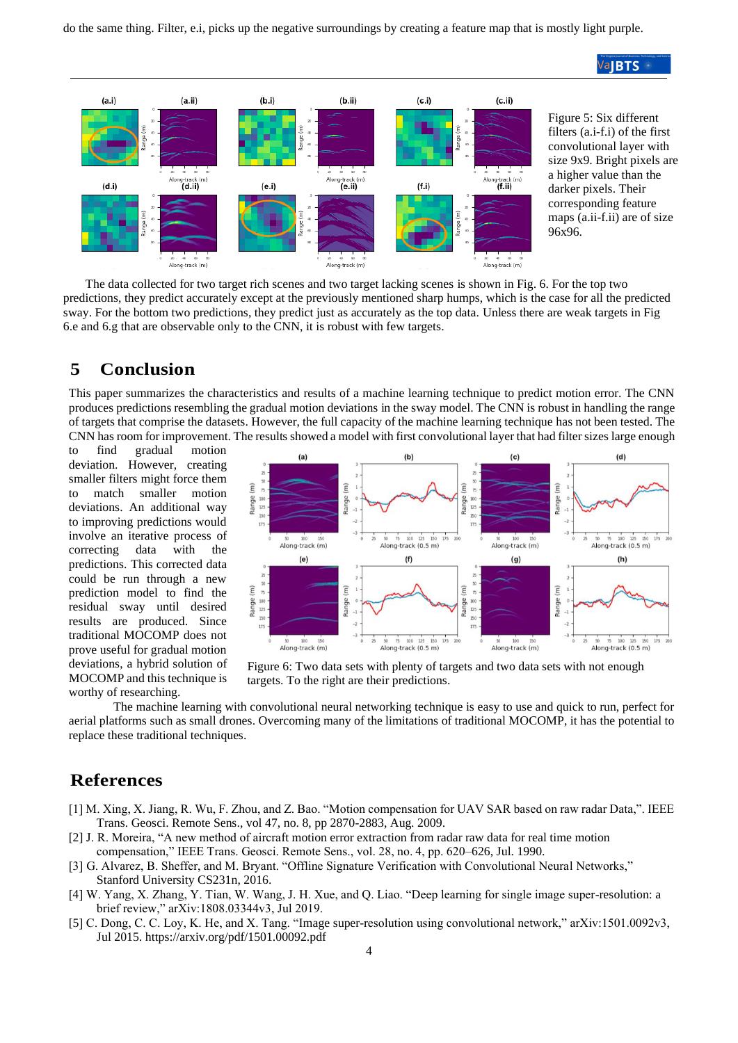do the same thing. Filter, e.i, picks up the negative surroundings by creating a feature map that is mostly light purple.

Figure 5: Six different filters (a.i-f.i) of the first convolutional layer with size 9x9. Bright pixels are a higher value than the darker pixels. Their corresponding feature maps (a.ii-f.ii) are of size 96x96.

The data collected for two target rich scenes and two target lacking scenes is shown in Fig. 6. For the top two predictions, they predict accurately except at the previously mentioned sharp humps, which is the case for all the predicted sway. For the bottom two predictions, they predict just as accurately as the top data. Unless there are weak targets in Fig 6.e and 6.g that are observable only to the CNN, it is robust with few targets.

## 5 Conclusion

This paper summarizes the characteristics and results of a machine learning technique to predict motion error. The CNN produces predictions resembling the gradual motion deviations in the sway model. The CNN is robust in handling the range of targets that comprise the datasets. However, the full capacity of the machine learning technique has not been tested. The CNN has room for improvement. The results showed a model with first convolutional layer that had filter sizes large enough to find gradual motion deviation. However, creating smaller filters might force them to match smaller motion deviations. An additional way to improving predictions would involve an iterative process of correcting data with the predictions. This corrected data could be run through a new prediction model to find the residual sway until desired results are produced. Since traditional MOCOMP does not prove useful for gradual motion deviations, a hybrid solution of MOCOMP and this technique is worthy of researching.

Figure 6: Two data sets with plenty of targets and two data sets with not enough targets. To the right are their predictions.

The machine learning with convolutional neural networking technique is easy to use and quick to run, perfect for aerial platforms such as small drones. Overcoming many of the limitations of traditional MOCOMP, it has the potential to replace these traditional techniques.

## References

[1] M. Xing, X. Jiang, R. Wu, F. Zhou, and Z. Bao. "Motion compensation for UAV SAR based on raw radar Data,". IEEE Trans. Geosci. Remote Sens., vol 47, no. 8, pp 2870-2883, Aug. 2009.

[2] J. R. Moreira, "A new method of aircraft motion error extraction from radar raw data for real time motion compensation," IEEE Trans. Geosci. Remote Sens., vol. 28, no. 4, pp. 620–626, Jul. 1990.

[3] G. Alvarez, B. Sheffer, and M. Bryant. "Offline Signature Verification with Convolutional Neural Networks," Stanford University CS231n, 2016.

[4] W. Yang, X. Zhang, Y. Tian, W. Wang, J. H. Xue, and Q. Liao. "Deep learning for single image super-resolution: a brief review," arXiv:1808.03344v3, Jul 2019.

[5] C. Dong, C. C. Loy, K. He, and X. Tang. "Image super-resolution using convolutional network," arXiv:1501.0092v3, Jul 2015. https://arxiv.org/pdf/1501.00092.pdf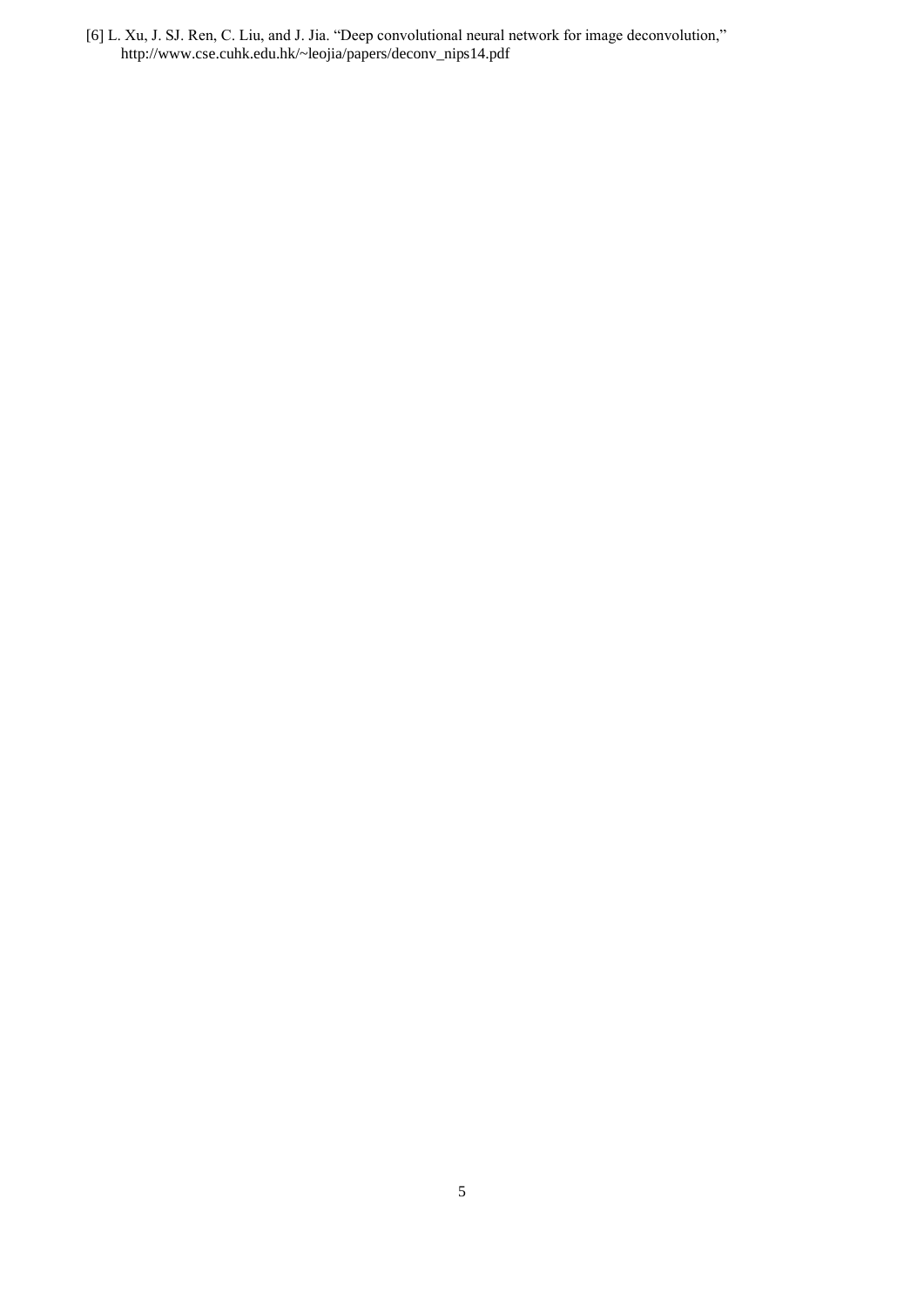[6] L. Xu, J. SJ. Ren, C. Liu, and J. Jia. "Deep convolutional neural network for image deconvolution," http://www.cse.cuhk.edu.hk/~leojia/papers/deconv_nips14.pdf